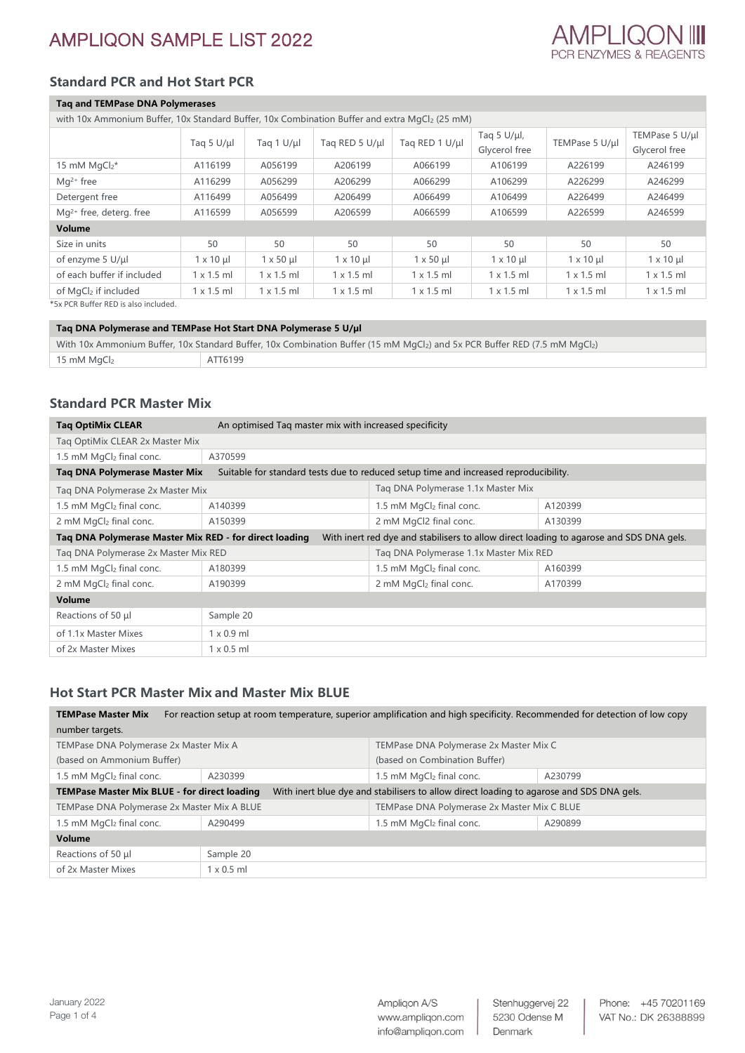# AMPLIQON SAMPLE LIST 2022

## Standard PCR and Hot Start PCR

| Taq and TEMPase DNA Polymerases | | | | | | | |
|---|---|---|---|---|---|---|---|
| with 10x Ammonium Buffer, 10x Standard Buffer, 10x Combination Buffer and extra $MgCl_2$ (25 mM) | | | | | | | |
| | Taq 5 U/µl | Taq 1 U/µl | Taq RED 5 U/µl | Taq RED 1 U/µl | Taq 5 U/µl, Glycerol free | TEMPase 5 U/µl | TEMPase 5 U/µl Glycerol free |
| 15 mM $MgCl_2$* | A116199 | A056199 | A206199 | A066199 | A106199 | A226199 | A246199 |
| $Mg^{2+}$ free | A116299 | A056299 | A206299 | A066299 | A106299 | A226299 | A246299 |
| Detergent free | A116499 | A056499 | A206499 | A066499 | A106499 | A226499 | A246499 |
| $Mg^{2+}$ free, deterg. free | A116599 | A056599 | A206599 | A066599 | A106599 | A226599 | A246599 |
| **Volume** | | | | | | | |
| Size in units | 50 | 50 | 50 | 50 | 50 | 50 | 50 |
| of enzyme 5 U/µl | 1 x 10 µl | 1 x 50 µl | 1 x 10 µl | 1 x 50 µl | 1 x 10 µl | 1 x 10 µl | 1 x 10 µl |
| of each buffer if included | 1 x 1.5 ml | 1 x 1.5 ml | 1 x 1.5 ml | 1 x 1.5 ml | 1 x 1.5 ml | 1 x 1.5 ml | 1 x 1.5 ml |
| of $MgCl_2$ if included | 1 x 1.5 ml | 1 x 1.5 ml | 1 x 1.5 ml | 1 x 1.5 ml | 1 x 1.5 ml | 1 x 1.5 ml | 1 x 1.5 ml |

*5x PCR Buffer RED is also included.

| Taq DNA Polymerase and TEMPase Hot Start DNA Polymerase 5 U/µl | |
|---|---|
| With 10x Ammonium Buffer, 10x Standard Buffer, 10x Combination Buffer (15 mM $MgCl_2$) and 5x PCR Buffer RED (7.5 mM $MgCl_2$) | |
| 15 mM $MgCl_2$ | ATT6199 |

## Standard PCR Master Mix

| **Taq OptiMix CLEAR** | An optimised Taq master mix with increased specificity | | |
|---|---|---|---|
| Taq OptiMix CLEAR 2x Master Mix | | | |
| 1.5 mM $MgCl_2$ final conc. | A370599 | | |
| **Taq DNA Polymerase Master Mix** | Suitable for standard tests due to reduced setup time and increased reproducibility. | | |
| Taq DNA Polymerase 2x Master Mix | | Taq DNA Polymerase 1.1x Master Mix | |
| 1.5 mM $MgCl_2$ final conc. | A140399 | 1.5 mM $MgCl_2$ final conc. | A120399 |
| 2 mM $MgCl_2$ final conc. | A150399 | 2 mM MgCl2 final conc. | A130399 |
| **Taq DNA Polymerase Master Mix RED - for direct loading** | With inert red dye and stabilisers to allow direct loading to agarose and SDS DNA gels. | | |
| Taq DNA Polymerase 2x Master Mix RED | | Taq DNA Polymerase 1.1x Master Mix RED | |
| 1.5 mM $MgCl_2$ final conc. | A180399 | 1.5 mM $MgCl_2$ final conc. | A160399 |
| 2 mM $MgCl_2$ final conc. | A190399 | 2 mM $MgCl_2$ final conc. | A170399 |
| **Volume** | | | |
| Reactions of 50 µl | Sample 20 | | |
| of 1.1x Master Mixes | 1 x 0.9 ml | | |
| of 2x Master Mixes | 1 x 0.5 ml | | |

## Hot Start PCR Master Mix and Master Mix BLUE

| **TEMPase Master Mix** | For reaction setup at room temperature, superior amplification and high specificity. Recommended for detection of low copy number targets. | | |
|---|---|---|---|
| TEMPase DNA Polymerase 2x Master Mix A (based on Ammonium Buffer) | | TEMPase DNA Polymerase 2x Master Mix C (based on Combination Buffer) | |
| 1.5 mM $MgCl_2$ final conc. | A230399 | 1.5 mM $MgCl_2$ final conc. | A230799 |
| **TEMPase Master Mix BLUE - for direct loading** | With inert blue dye and stabilisers to allow direct loading to agarose and SDS DNA gels. | | |
| TEMPase DNA Polymerase 2x Master Mix A BLUE | | TEMPase DNA Polymerase 2x Master Mix C BLUE | |
| 1.5 mM $MgCl_2$ final conc. | A290499 | 1.5 mM $MgCl_2$ final conc. | A290899 |
| **Volume** | | | |
| Reactions of 50 µl | Sample 20 | | |
| of 2x Master Mixes | 1 x 0.5 ml | | |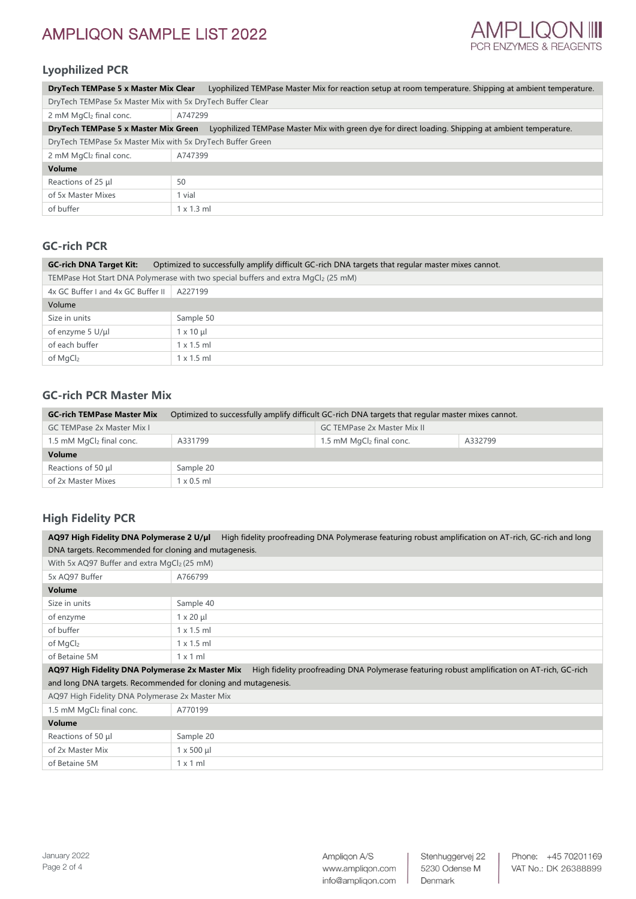## Lyophilized PCR

| **DryTech TEMPase 5 x Master Mix Clear** Lyophilized TEMPase Master Mix for reaction setup at room temperature. Shipping at ambient temperature. | |
|---|---|
| DryTech TEMPase 5x Master Mix with 5x DryTech Buffer Clear | |
| 2 mM $MgCl_2$ final conc. | A747299 |
| **DryTech TEMPase 5 x Master Mix Green** Lyophilized TEMPase Master Mix with green dye for direct loading. Shipping at ambient temperature. | |
| DryTech TEMPase 5x Master Mix with 5x DryTech Buffer Green | |
| 2 mM $MgCl_2$ final conc. | A747399 |
| **Volume** | |
| Reactions of 25 µl | 50 |
| of 5x Master Mixes | 1 vial |
| of buffer | 1 x 1.3 ml |

## GC-rich PCR

| **GC-rich DNA Target Kit:** Optimized to successfully amplify difficult GC-rich DNA targets that regular master mixes cannot. | |
|---|---|
| TEMPase Hot Start DNA Polymerase with two special buffers and extra $MgCl_2$ (25 mM) | |
| 4x GC Buffer I and 4x GC Buffer II | A227199 |
| Volume | |
| Size in units | Sample 50 |
| of enzyme 5 U/µl | 1 x 10 µl |
| of each buffer | 1 x 1.5 ml |
| of $MgCl_2$ | 1 x 1.5 ml |

## GC-rich PCR Master Mix

| **GC-rich TEMPase Master Mix** Optimized to successfully amplify difficult GC-rich DNA targets that regular master mixes cannot. | | | |
|---|---|---|---|
| GC TEMPase 2x Master Mix I | | GC TEMPase 2x Master Mix II | |
| 1.5 mM $MgCl_2$ final conc. | A331799 | 1.5 mM $MgCl_2$ final conc. | A332799 |
| **Volume** | | | |
| Reactions of 50 µl | Sample 20 | | |
| of 2x Master Mixes | 1 x 0.5 ml | | |

## High Fidelity PCR

| **AQ97 High Fidelity DNA Polymerase 2 U/µl** High fidelity proofreading DNA Polymerase featuring robust amplification on AT-rich, GC-rich and long DNA targets. Recommended for cloning and mutagenesis. | |
|---|---|
| With 5x AQ97 Buffer and extra $MgCl_2$ (25 mM) | |
| 5x AQ97 Buffer | A766799 |
| **Volume** | |
| Size in units | Sample 40 |
| of enzyme | 1 x 20 µl |
| of buffer | 1 x 1.5 ml |
| of $MgCl_2$ | 1 x 1.5 ml |
| of Betaine 5M | 1 x 1 ml |
| **AQ97 High Fidelity DNA Polymerase 2x Master Mix** High fidelity proofreading DNA Polymerase featuring robust amplification on AT-rich, GC-rich and long DNA targets. Recommended for cloning and mutagenesis. | |
| AQ97 High Fidelity DNA Polymerase 2x Master Mix | |
| 1.5 mM $MgCl_2$ final conc. | A770199 |
| **Volume** | |
| Reactions of 50 µl | Sample 20 |
| of 2x Master Mix | 1 x 500 µl |
| of Betaine 5M | 1 x 1 ml |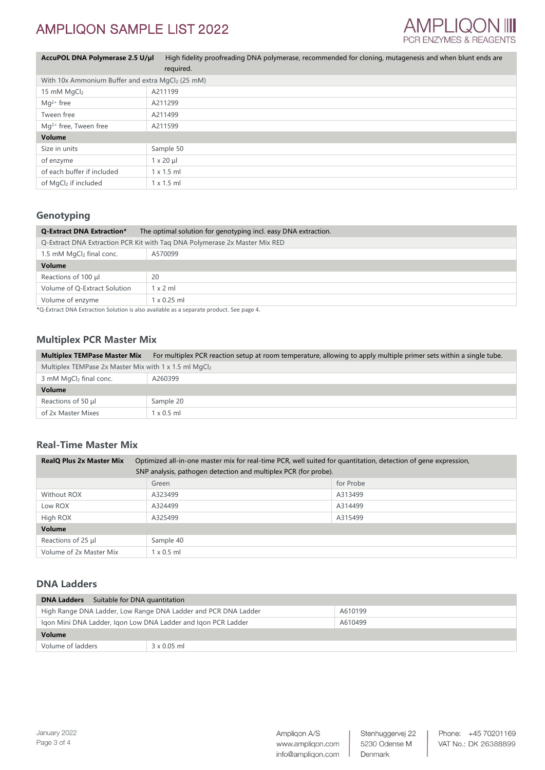| **AccuPOL DNA Polymerase 2.5 U/µl** | High fidelity proofreading DNA polymerase, recommended for cloning, mutagenesis and when blunt ends are required. |
|---|---|
| With 10x Ammonium Buffer and extra $MgCl_2$ (25 mM) | |
| 15 mM $MgCl_2$ | A211199 |
| $Mg^{2+}$ free | A211299 |
| Tween free | A211499 |
| $Mg^{2+}$ free, Tween free | A211599 |
| **Volume** | |
| Size in units | Sample 50 |
| of enzyme | 1 x 20 µl |
| of each buffer if included | 1 x 1.5 ml |
| of $MgCl_2$ if included | 1 x 1.5 ml |

## Genotyping

| **Q-Extract DNA Extraction*** | The optimal solution for genotyping incl. easy DNA extraction. |
|---|---|
| Q-Extract DNA Extraction PCR Kit with Taq DNA Polymerase 2x Master Mix RED | |
| 1.5 mM $MgCl_2$ final conc. | A570099 |
| **Volume** | |
| Reactions of 100 µl | 20 |
| Volume of Q-Extract Solution | 1 x 2 ml |
| Volume of enzyme | 1 x 0.25 ml |

*Q-Extract DNA Extraction Solution is also available as a separate product. See page 4.

## Multiplex PCR Master Mix

| **Multiplex TEMPase Master Mix** | For multiplex PCR reaction setup at room temperature, allowing to apply multiple primer sets within a single tube. |
|---|---|
| Multiplex TEMPase 2x Master Mix with 1 x 1.5 ml $MgCl_2$ | |
| 3 mM $MgCl_2$ final conc. | A260399 |
| **Volume** | |
| Reactions of 50 µl | Sample 20 |
| of 2x Master Mixes | 1 x 0.5 ml |

## Real-Time Master Mix

| **RealQ Plus 2x Master Mix** | Optimized all-in-one master mix for real-time PCR, well suited for quantitation, detection of gene expression, SNP analysis, pathogen detection and multiplex PCR (for probe). | |
|---|---|---|
| | Green | for Probe |
| Without ROX | A323499 | A313499 |
| Low ROX | A324499 | A314499 |
| High ROX | A325499 | A315499 |
| **Volume** | | |
| Reactions of 25 µl | Sample 40 | |
| Volume of 2x Master Mix | 1 x 0.5 ml | |

## DNA Ladders

| **DNA Ladders** Suitable for DNA quantitation | | |
|---|---|---|
| High Range DNA Ladder, Low Range DNA Ladder and PCR DNA Ladder | | A610199 |
| Iqon Mini DNA Ladder, Iqon Low DNA Ladder and Iqon PCR Ladder | | A610499 |
| **Volume** | | |
| Volume of ladders | 3 x 0.05 ml | |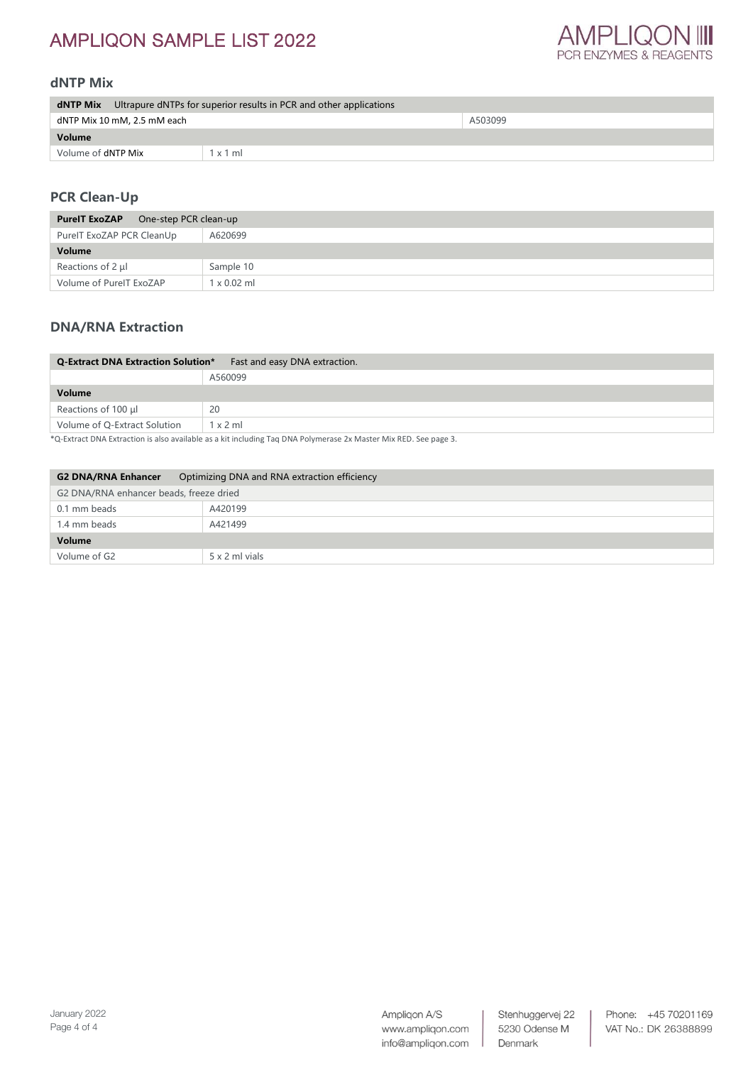## dNTP Mix

| **dNTP Mix** Ultrapure dNTPs for superior results in PCR and other applications | |
|---|---|
| dNTP Mix 10 mM, 2.5 mM each | A503099 |
| **Volume** | |
| Volume of dNTP Mix | 1 x 1 ml |

## PCR Clean-Up

| **PureIT ExoZAP** One-step PCR clean-up | |
|---|---|
| PureIT ExoZAP PCR CleanUp | A620699 |
| **Volume** | |
| Reactions of 2 µl | Sample 10 |
| Volume of PureIT ExoZAP | 1 x 0.02 ml |

## DNA/RNA Extraction

| **Q-Extract DNA Extraction Solution*** | Fast and easy DNA extraction. |
|---|---|
| | A560099 |
| **Volume** | |
| Reactions of 100 µl | 20 |
| Volume of Q-Extract Solution | 1 x 2 ml |

*Q-Extract DNA Extraction is also available as a kit including Taq DNA Polymerase 2x Master Mix RED. See page 3.

| **G2 DNA/RNA Enhancer** | Optimizing DNA and RNA extraction efficiency |
|---|---|
| G2 DNA/RNA enhancer beads, freeze dried | |
| 0.1 mm beads | A420199 |
| 1.4 mm beads | A421499 |
| **Volume** | |
| Volume of G2 | 5 x 2 ml vials |